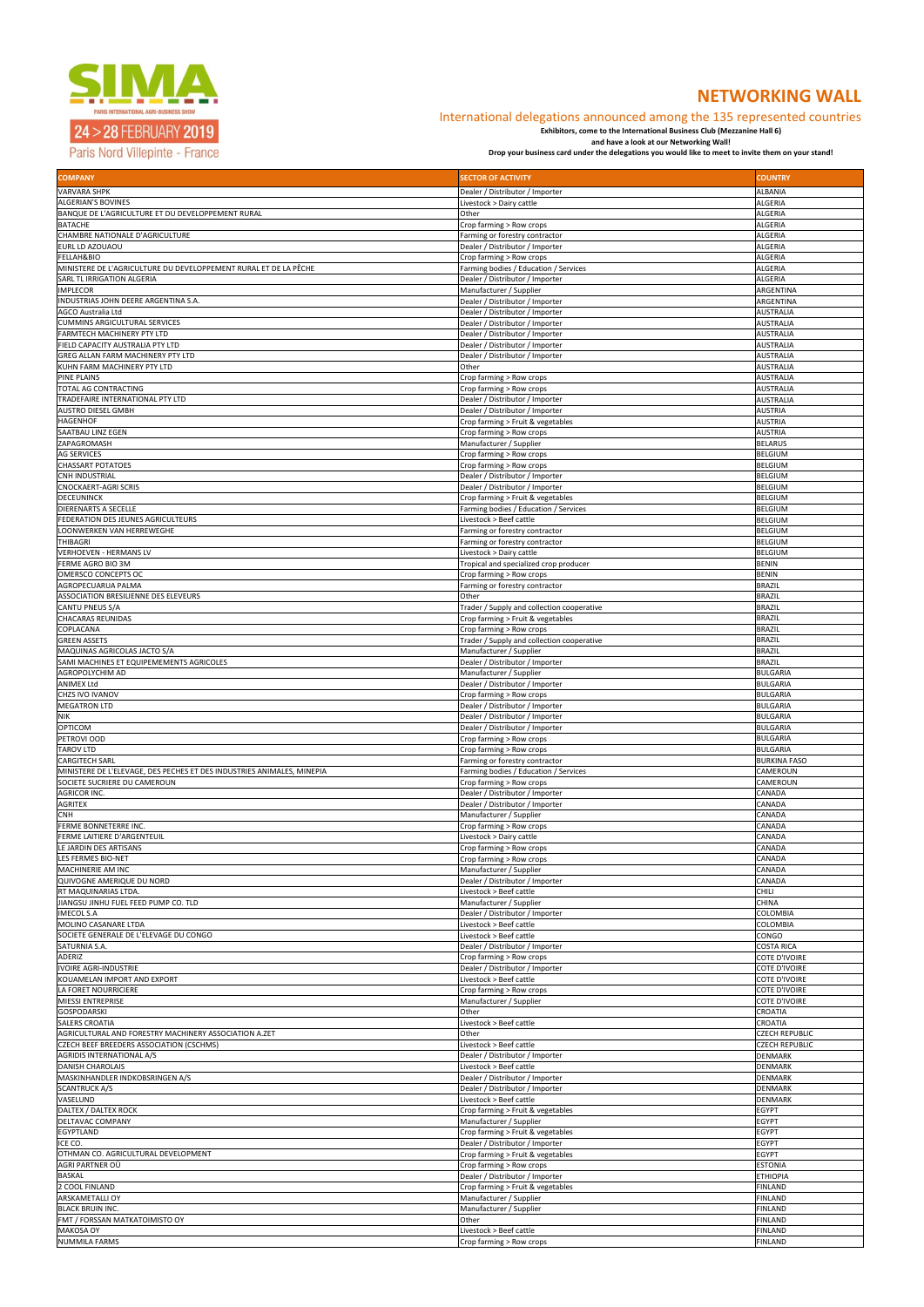SIMA

PARIS INTERNATIONAL AGRI-BUSINESS SHOW

24 > 28 FEBRUARY 2019

Paris Nord Villepinte - France

# NETWORKING WALL

## International delegations announced among the 135 represented countries

**Exhibitors, come to the International Business Club (Mezzanine Hall 6)**

**and have a look at our Networking Wall!**

**Drop your business card under the delegations you would like to meet to invite them on your stand!**

| COMPANY | SECTOR OF ACTIVITY | COUNTRY |
|---|---|---|
| VARVARA SHPK | Dealer / Distributor / Importer | ALBANIA |
| ALGERIAN'S BOVINES | Livestock > Dairy cattle | ALGERIA |
| BANQUE DE L'AGRICULTURE ET DU DEVELOPPEMENT RURAL | Other | ALGERIA |
| BATACHE | Crop farming > Row crops | ALGERIA |
| CHAMBRE NATIONALE D'AGRICULTURE | Farming or forestry contractor | ALGERIA |
| EURL LD AZOUAOU | Dealer / Distributor / Importer | ALGERIA |
| FELLAH&BIO | Crop farming > Row crops | ALGERIA |
| MINISTERE DE L'AGRICULTURE DU DEVELOPPEMENT RURAL ET DE LA PÊCHE | Farming bodies / Education / Services | ALGERIA |
| SARL TL IRRIGATION ALGERIA | Dealer / Distributor / Importer | ALGERIA |
| IMPLECOR | Manufacturer / Supplier | ARGENTINA |
| INDUSTRIAS JOHN DEERE ARGENTINA S.A. | Dealer / Distributor / Importer | ARGENTINA |
| AGCO Australia Ltd | Dealer / Distributor / Importer | AUSTRALIA |
| CUMMINS ARGICULTURAL SERVICES | Dealer / Distributor / Importer | AUSTRALIA |
| FARMTECH MACHINERY PTY LTD | Dealer / Distributor / Importer | AUSTRALIA |
| FIELD CAPACITY AUSTRALIA PTY LTD | Dealer / Distributor / Importer | AUSTRALIA |
| GREG ALLAN FARM MACHINERY PTY LTD | Dealer / Distributor / Importer | AUSTRALIA |
| KUHN FARM MACHINERY PTY LTD | Other | AUSTRALIA |
| PINE PLAINS | Crop farming > Row crops | AUSTRALIA |
| TOTAL AG CONTRACTING | Crop farming > Row crops | AUSTRALIA |
| TRADEFAIRE INTERNATIONAL PTY LTD | Dealer / Distributor / Importer | AUSTRALIA |
| AUSTRO DIESEL GMBH | Dealer / Distributor / Importer | AUSTRIA |
| HAGENHOF | Crop farming > Fruit & vegetables | AUSTRIA |
| SAATBAU LINZ EGEN | Crop farming > Row crops | AUSTRIA |
| ZAPAGROMASH | Manufacturer / Supplier | BELARUS |
| AG SERVICES | Crop farming > Row crops | BELGIUM |
| CHASSART POTATOES | Crop farming > Row crops | BELGIUM |
| CNH INDUSTRIAL | Dealer / Distributor / Importer | BELGIUM |
| CNOCKAERT-AGRI SCRIS | Dealer / Distributor / Importer | BELGIUM |
| DECEUNINCK | Crop farming > Fruit & vegetables | BELGIUM |
| DIERENARTS A SECELLE | Farming bodies / Education / Services | BELGIUM |
| FEDERATION DES JEUNES AGRICULTEURS | Livestock > Beef cattle | BELGIUM |
| LOONWERKEN VAN HERREWEGHE | Farming or forestry contractor | BELGIUM |
| THIBAGRI | Farming or forestry contractor | BELGIUM |
| VERHOEVEN - HERMANS LV | Livestock > Dairy cattle | BELGIUM |
| FERME AGRO BIO 3M | Tropical and specialized crop producer | BENIN |
| OMERSCO CONCEPTS OC | Crop farming > Row crops | BENIN |
| AGROPECUARUA PALMA | Farming or forestry contractor | BRAZIL |
| ASSOCIATION BRESILIENNE DES ELEVEURS | Other | BRAZIL |
| CANTU PNEUS S/A | Trader / Supply and collection cooperative | BRAZIL |
| CHACARAS REUNIDAS | Crop farming > Fruit & vegetables | BRAZIL |
| COPLACANA | Crop farming > Row crops | BRAZIL |
| GREEN ASSETS | Trader / Supply and collection cooperative | BRAZIL |
| MAQUINAS AGRICOLAS JACTO S/A | Manufacturer / Supplier | BRAZIL |
| SAMI MACHINES ET EQUIPEMEMENTS AGRICOLES | Dealer / Distributor / Importer | BRAZIL |
| AGROPOLYCHIM AD | Manufacturer / Supplier | BULGARIA |
| ANIMEX Ltd | Dealer / Distributor / Importer | BULGARIA |
| CHZS IVO IVANOV | Crop farming > Row crops | BULGARIA |
| MEGATRON LTD | Dealer / Distributor / Importer | BULGARIA |
| NIK | Dealer / Distributor / Importer | BULGARIA |
| OPTICOM | Dealer / Distributor / Importer | BULGARIA |
| PETROVI OOD | Crop farming > Row crops | BULGARIA |
| TAROV LTD | Crop farming > Row crops | BULGARIA |
| CARGITECH SARL | Farming or forestry contractor | BURKINA FASO |
| MINISTERE DE L'ELEVAGE, DES PECHES ET DES INDUSTRIES ANIMALES, MINEPIA | Farming bodies / Education / Services | CAMEROUN |
| SOCIETE SUCRIERE DU CAMEROUN | Crop farming > Row crops | CAMEROUN |
| AGRICOR INC. | Dealer / Distributor / Importer | CANADA |
| AGRITEX | Dealer / Distributor / Importer | CANADA |
| CNH | Manufacturer / Supplier | CANADA |
| FERME BONNETERRE INC. | Crop farming > Row crops | CANADA |
| FERME LAITIERE D'ARGENTEUIL | Livestock > Dairy cattle | CANADA |
| LE JARDIN DES ARTISANS | Crop farming > Row crops | CANADA |
| LES FERMES BIO-NET | Crop farming > Row crops | CANADA |
| MACHINERIE AM INC | Manufacturer / Supplier | CANADA |
| QUIVOGNE AMERIQUE DU NORD | Dealer / Distributor / Importer | CANADA |
| RT MAQUINARIAS LTDA. | Livestock > Beef cattle | CHILI |
| JIANGSU JINHU FUEL FEED PUMP CO. TLD | Manufacturer / Supplier | CHINA |
| IMECOL S.A | Dealer / Distributor / Importer | COLOMBIA |
| MOLINO CASANARE LTDA | Livestock > Beef cattle | COLOMBIA |
| SOCIETE GENERALE DE L'ELEVAGE DU CONGO | Livestock > Beef cattle | CONGO |
| SATURNIA S.A. | Dealer / Distributor / Importer | COSTA RICA |
| ADERIZ | Crop farming > Row crops | COTE D'IVOIRE |
| IVOIRE AGRI-INDUSTRIE | Dealer / Distributor / Importer | COTE D'IVOIRE |
| KOUAMELAN IMPORT AND EXPORT | Livestock > Beef cattle | COTE D'IVOIRE |
| LA FORET NOURRICIERE | Crop farming > Row crops | COTE D'IVOIRE |
| MIESSI ENTREPRISE | Manufacturer / Supplier | COTE D'IVOIRE |
| GOSPODARSKI | Other | CROATIA |
| SALERS CROATIA | Livestock > Beef cattle | CROATIA |
| AGRICULTURAL AND FORESTRY MACHINERY ASSOCIATION A.ZET | Other | CZECH REPUBLIC |
| CZECH BEEF BREEDERS ASSOCIATION (CSCHMS) | Livestock > Beef cattle | CZECH REPUBLIC |
| AGRIDIS INTERNATIONAL A/S | Dealer / Distributor / Importer | DENMARK |
| DANISH CHAROLAIS | Livestock > Beef cattle | DENMARK |
| MASKINHANDLER INDKOBSRINGEN A/S | Dealer / Distributor / Importer | DENMARK |
| SCANTRUCK A/S | Dealer / Distributor / Importer | DENMARK |
| VASELUND | Livestock > Beef cattle | DENMARK |
| DALTEX / DALTEX ROCK | Crop farming > Fruit & vegetables | EGYPT |
| DELTAVAC COMPANY | Manufacturer / Supplier | EGYPT |
| EGYPTLAND | Crop farming > Fruit & vegetables | EGYPT |
| ICE CO. | Dealer / Distributor / Importer | EGYPT |
| OTHMAN CO. AGRICULTURAL DEVELOPMENT | Crop farming > Fruit & vegetables | EGYPT |
| AGRI PARTNER OÜ | Crop farming > Row crops | ESTONIA |
| BASKAL | Dealer / Distributor / Importer | ETHIOPIA |
| 2 COOL FINLAND | Crop farming > Fruit & vegetables | FINLAND |
| ARSKAMETALLI OY | Manufacturer / Supplier | FINLAND |
| BLACK BRUIN INC. | Manufacturer / Supplier | FINLAND |
| FMT / FORSSAN MATKATOIMISTO OY | Other | FINLAND |
| MAKOSA OY | Livestock > Beef cattle | FINLAND |
| NUMMILA FARMS | Crop farming > Row crops | FINLAND |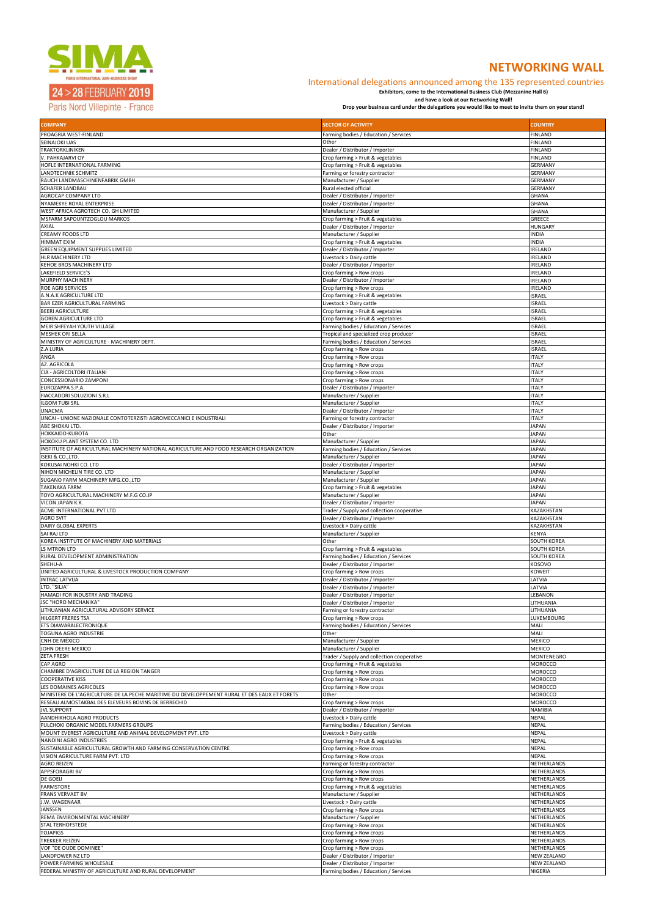# NETWORKING WALL

## International delegations announced among the 135 represented countries

**Exhibitors, come to the International Business Club (Mezzanine Hall 6)**

**and have a look at our Networking Wall!**

**Drop your business card under the delegations you would like to meet to invite them on your stand!**

SIMA PARIS INTERNATIONAL AGRI-BUSINESS SHOW

24 > 28 FEBRUARY 2019

Paris Nord Villepinte - France

| COMPANY | SECTOR OF ACTIVITY | COUNTRY |
|---|---|---|
| PROAGRIA WEST-FINLAND | Farming bodies / Education / Services | FINLAND |
| SEINAJOKI UAS | Other | FINLAND |
| TRAKTORKLINIKEN | Dealer / Distributor / Importer | FINLAND |
| V. PAHKAJARVI OY | Crop farming > Fruit & vegetables | FINLAND |
| HOFLE INTERNATIONAL FARMING | Crop farming > Fruit & vegetables | GERMANY |
| LANDTECHNIK SCHMITZ | Farming or forestry contractor | GERMANY |
| RAUCH LANDMASCHINENFABRIK GMBH | Manufacturer / Supplier | GERMANY |
| SCHAFER LANDBAU | Rural elected official | GERMANY |
| AGROCAP COMPANY LTD | Dealer / Distributor / Importer | GHANA |
| NYAMEKYE ROYAL ENTERPRISE | Dealer / Distributor / Importer | GHANA |
| WEST AFRICA AGROTECH CO. GH LIMITED | Manufacturer / Supplier | GHANA |
| MSFARM SAPOUNTZOGLOU MARKOS | Crop farming > Fruit & vegetables | GREECE |
| AXIAL | Dealer / Distributor / Importer | HUNGARY |
| CREAMY FOODS LTD | Manufacturer / Supplier | INDIA |
| HIMMAT EXIM | Crop farming > Fruit & vegetables | INDIA |
| GREEN EQUIPMENT SUPPLIES LIMITED | Dealer / Distributor / Importer | IRELAND |
| HLR MACHINERY LTD | Livestock > Dairy cattle | IRELAND |
| KEHOE BROS MACHINERY LTD | Dealer / Distributor / Importer | IRELAND |
| LAKEFIELD SERVICE'S | Crop farming > Row crops | IRELAND |
| MURPHY MACHINERY | Dealer / Distributor / Importer | IRELAND |
| ROE AGRI SERVICES | Crop farming > Row crops | IRELAND |
| A.N.A.K AGRICULTURE LTD | Crop farming > Fruit & vegetables | ISRAEL |
| BAR EZER AGRICULTURAL FARMING | Livestock > Dairy cattle | ISRAEL |
| BEERI AGRICULTURE | Crop farming > Fruit & vegetables | ISRAEL |
| GOREN AGRICULTURE LTD | Crop farming > Fruit & vegetables | ISRAEL |
| MEIR SHFEYAH YOUTH VILLAGE | Farming bodies / Education / Services | ISRAEL |
| MESHEK ORI SELLA | Tropical and specialized crop producer | ISRAEL |
| MINISTRY OF AGRICULTURE - MACHINERY DEPT. | Farming bodies / Education / Services | ISRAEL |
| Z.A LURIA | Crop farming > Row crops | ISRAEL |
| ANGA | Crop farming > Row crops | ITALY |
| AZ. AGRICOLA | Crop farming > Row crops | ITALY |
| CIA - AGRICOLTORI ITALIANI | Crop farming > Row crops | ITALY |
| CONCESSIONARIO ZAMPONI | Crop farming > Row crops | ITALY |
| EUROZAPPA S.P.A. | Dealer / Distributor / Importer | ITALY |
| FIACCADORI SOLUZIONI S.R.L | Manufacturer / Supplier | ITALY |
| ILGOM TUBI SRL | Manufacturer / Supplier | ITALY |
| UNACMA | Dealer / Distributor / Importer | ITALY |
| UNCAI - UNIONE NAZIONALE CONTOTERZISTI AGROMECCANICI E INDUSTRIALI | Farming or forestry contractor | ITALY |
| ABE SHOKAI LTD. | Dealer / Distributor / Importer | JAPAN |
| HOKKAIDO-KUBOTA | Other | JAPAN |
| HOKOKU PLANT SYSTEM CO. LTD | Manufacturer / Supplier | JAPAN |
| INSTITUTE OF AGRICULTURAL MACHINERY NATIONAL AGRICULTURE AND FOOD RESEARCH ORGANIZATION | Farming bodies / Education / Services | JAPAN |
| ISEKI & CO.,LTD. | Manufacturer / Supplier | JAPAN |
| KOKUSAI NOHKI CO. LTD | Dealer / Distributor / Importer | JAPAN |
| NIHON MICHELIN TIRE CO. LTD | Manufacturer / Supplier | JAPAN |
| SUGANO FARM MACHINERY MFG.CO.,LTD | Manufacturer / Supplier | JAPAN |
| TAKENAKA FARM | Crop farming > Fruit & vegetables | JAPAN |
| TOYO AGRICULTURAL MACHINERY M.F.G CO.JP | Manufacturer / Supplier | JAPAN |
| VICON JAPAN K.K. | Dealer / Distributor / Importer | JAPAN |
| ACME INTERNATIONAL PVT LTD | Trader / Supply and collection cooperative | KAZAKHSTAN |
| AGRO SVIT | Dealer / Distributor / Importer | KAZAKHSTAN |
| DAIRY GLOBAL EXPERTS | Livestock > Dairy cattle | KAZAKHSTAN |
| SAI RAJ LTD | Manufacturer / Supplier | KENYA |
| KOREA INSTITUTE OF MACHINERY AND MATERIALS | Other | SOUTH KOREA |
| LS MTRON LTD | Crop farming > Fruit & vegetables | SOUTH KOREA |
| RURAL DEVELOPMENT ADMINISTRATION | Farming bodies / Education / Services | SOUTH KOREA |
| SHEHU-A | Dealer / Distributor / Importer | KOSOVO |
| UNITED AGRICULTURAL & LIVESTOCK PRODUCTION COMPANY | Crop farming > Row crops | KOWEIT |
| INTRAC LATVIJA | Dealer / Distributor / Importer | LATVIA |
| LTD. "SILJA" | Dealer / Distributor / Importer | LATVIA |
| HAMADI FOR INDUSTRY AND TRADING | Dealer / Distributor / Importer | LEBANON |
| JSC "HORO MECHANIKA" | Dealer / Distributor / Importer | LITHUANIA |
| LITHUANIAN AGRICULTURAL ADVISORY SERVICE | Farming or forestry contractor | LITHUANIA |
| HILGERT FRERES TSA | Crop farming > Row crops | LUXEMBOURG |
| ETS DIAWARALECTRONIQUE | Farming bodies / Education / Services | MALI |
| TOGUNA AGRO INDUSTRIE | Other | MALI |
| CNH DE MÉXICO | Manufacturer / Supplier | MEXICO |
| JOHN DEERE MEXICO | Manufacturer / Supplier | MEXICO |
| ZETA FRESH | Trader / Supply and collection cooperative | MONTENEGRO |
| CAP AGRO | Crop farming > Fruit & vegetables | MOROCCO |
| CHAMBRE D'AGRICULTURE DE LA REGION TANGER | Crop farming > Row crops | MOROCCO |
| COOPERATIVE KISS | Crop farming > Row crops | MOROCCO |
| LES DOMAINES AGRICOLES | Crop farming > Row crops | MOROCCO |
| MINISTERE DE L'AGRICULTURE DE LA PECHE MARITIME DU DEVELOPPEMENT RURAL ET DES EAUX ET FORETS | Other | MOROCCO |
| RESEAU ALMOSTAKBAL DES ELEVEURS BOVINS DE BERRECHID | Crop farming > Row crops | MOROCCO |
| JVL SUPPORT | Dealer / Distributor / Importer | NAMIBIA |
| AANDHIKHOLA AGRO PRODUCTS | Livestock > Dairy cattle | NEPAL |
| FULCHOKI ORGANIC MODEL FARMERS GROUPS | Farming bodies / Education / Services | NEPAL |
| MOUNT EVEREST AGRICULTURE AND ANIMAL DEVELOPMENT PVT. LTD | Livestock > Dairy cattle | NEPAL |
| NANDINI AGRO INDUSTRIES | Crop farming > Fruit & vegetables | NEPAL |
| SUSTAINABLE AGRICULTURAL GROWTH AND FARMING CONSERVATION CENTRE | Crop farming > Row crops | NEPAL |
| VISION AGRICULTURE FARM PVT. LTD | Crop farming > Row crops | NEPAL |
| AGRO REIZEN | Farming or forestry contractor | NETHERLANDS |
| APPSFORAGRI BV | Crop farming > Row crops | NETHERLANDS |
| DE GOEIJ | Crop farming > Row crops | NETHERLANDS |
| FARMSTORE | Crop farming > Fruit & vegetables | NETHERLANDS |
| FRANS VERVAET BV | Manufacturer / Supplier | NETHERLANDS |
| J.W. WAGENAAR | Livestock > Dairy cattle | NETHERLANDS |
| JANSSEN | Crop farming > Row crops | NETHERLANDS |
| REMA ENVIRONMENTAL MACHINERY | Manufacturer / Supplier | NETHERLANDS |
| STAL TERHOFSTEDE | Crop farming > Row crops | NETHERLANDS |
| TOJAPIGS | Crop farming > Row crops | NETHERLANDS |
| TREKKER REIZEN | Crop farming > Row crops | NETHERLANDS |
| VOF "DE OUDE DOMINEE" | Crop farming > Row crops | NETHERLANDS |
| LANDPOWER NZ LTD | Dealer / Distributor / Importer | NEW ZEALAND |
| POWER FARMING WHOLESALE | Dealer / Distributor / Importer | NEW ZEALAND |
| FEDERAL MINISTRY OF AGRICULTURE AND RURAL DEVELOPMENT | Farming bodies / Education / Services | NIGERIA |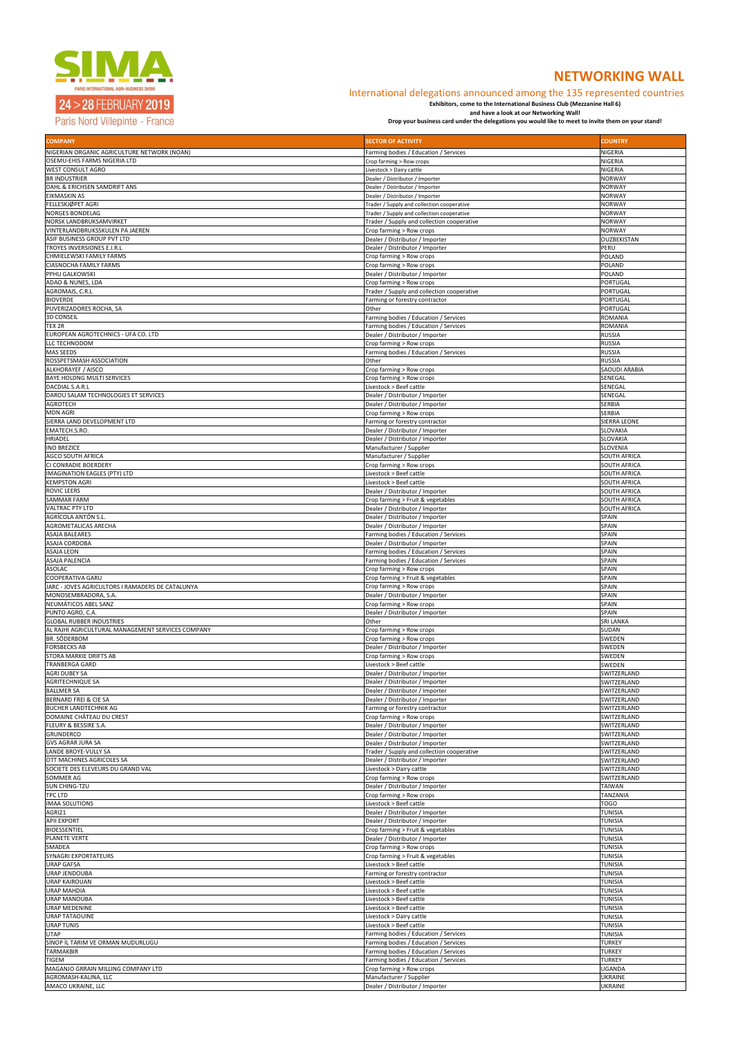# NETWORKING WALL

SIMA PARIS INTERNATIONAL AGRI-BUSINESS SHOW
24 > 28 FEBRUARY 2019
Paris Nord Villepinte - France

## International delegations announced among the 135 represented countries

**Exhibitors, come to the International Business Club (Mezzanine Hall 6)**

**and have a look at our Networking Wall!**

**Drop your business card under the delegations you would like to meet to invite them on your stand!**

| COMPANY | SECTOR OF ACTIVITY | COUNTRY |
|---|---|---|
| NIGERIAN ORGANIC AGRICULTURE NETWORK (NOAN) | Farming bodies / Education / Services | NIGERIA |
| OSEMU-EHIS FARMS NIGERIA LTD | Crop farming > Row crops | NIGERIA |
| WEST CONSULT AGRO | Livestock > Dairy cattle | NIGERIA |
| BR INDUSTRIER | Dealer / Distributor / Importer | NORWAY |
| DAHL & ERICHSEN SAMDRIFT ANS | Dealer / Distributor / Importer | NORWAY |
| EIKMASKIN AS | Dealer / Distributor / Importer | NORWAY |
| FELLESKJØPET AGRI | Trader / Supply and collection cooperative | NORWAY |
| NORGES BONDELAG | Trader / Supply and collection cooperative | NORWAY |
| NORSK LANDBRUKSAMVIRKET | Trader / Supply and collection cooperative | NORWAY |
| VINTERLANDBRUKSSKULEN PA JAEREN | Crop farming > Row crops | NORWAY |
| ASIF BUSINESS GROUP PVT LTD | Dealer / Distributor / Importer | OUZBEKISTAN |
| TROYES INVERSIONES E.I.R.L | Dealer / Distributor / Importer | PERU |
| CHMIELEWSKI FAMILY FARMS | Crop farming > Row crops | POLAND |
| CIASNOCHA FAMILY FARMS | Crop farming > Row crops | POLAND |
| PPHU GALKOWSKI | Dealer / Distributor / Importer | POLAND |
| ADAO & NUNES, LDA | Crop farming > Row crops | PORTUGAL |
| AGROMAIS, C.R.L | Trader / Supply and collection cooperative | PORTUGAL |
| BIOVERDE | Farming or forestry contractor | PORTUGAL |
| PUVERIZADORES ROCHA, SA | Other | PORTUGAL |
| 3D CONSEIL | Farming bodies / Education / Services | ROMANIA |
| TEX 2R | Farming bodies / Education / Services | ROMANIA |
| EUROPEAN AGROTECHNICS - UFA CO. LTD | Dealer / Distributor / Importer | RUSSIA |
| LLC TECHNODOM | Crop farming > Row crops | RUSSIA |
| MAS SEEDS | Farming bodies / Education / Services | RUSSIA |
| ROSSPETSMASH ASSOCIATION | Other | RUSSIA |
| ALKHORAYEF / AISCO | Crop farming > Row crops | SAOUDI ARABIA |
| BAYE HOLDNG MULTI SERVICES | Crop farming > Row crops | SENEGAL |
| DACDIAL S.A.R.L | Livestock > Beef cattle | SENEGAL |
| DAROU SALAM TECHNOLOGIES ET SERVICES | Dealer / Distributor / Importer | SENEGAL |
| AGROTECH | Dealer / Distributor / Importer | SERBIA |
| MDN AGRI | Crop farming > Row crops | SERBIA |
| SIERRA LAND DEVELOPMENT LTD | Farming or forestry contractor | SIERRA LEONE |
| EMATECH.S.RO. | Dealer / Distributor / Importer | SLOVAKIA |
| HRIADEL | Dealer / Distributor / Importer | SLOVAKIA |
| INO BREZICE | Manufacturer / Supplier | SLOVENIA |
| AGCO SOUTH AFRICA | Manufacturer / Supplier | SOUTH AFRICA |
| CI CONRADIE BOERDERY | Crop farming > Row crops | SOUTH AFRICA |
| IMAGINATION EAGLES (PTY) LTD | Livestock > Beef cattle | SOUTH AFRICA |
| KEMPSTON AGRI | Livestock > Beef cattle | SOUTH AFRICA |
| ROVIC LEERS | Dealer / Distributor / Importer | SOUTH AFRICA |
| SAMMAR FARM | Crop farming > Fruit & vegetables | SOUTH AFRICA |
| VALTRAC PTY LTD | Dealer / Distributor / Importer | SOUTH AFRICA |
| AGRÍCOLA ANTÓN S.L. | Dealer / Distributor / Importer | SPAIN |
| AGROMETALICAS ARECHA | Dealer / Distributor / Importer | SPAIN |
| ASAJA BALEARES | Farming bodies / Education / Services | SPAIN |
| ASAJA CORDOBA | Dealer / Distributor / Importer | SPAIN |
| ASAJA LEON | Farming bodies / Education / Services | SPAIN |
| ASAJA PALENCIA | Farming bodies / Education / Services | SPAIN |
| ASOLAC | Crop farming > Row crops | SPAIN |
| COOPERATIVA GARU | Crop farming > Fruit & vegetables | SPAIN |
| JARC - JOVES AGRICULTORS I RAMADERS DE CATALUNYA | Crop farming > Row crops | SPAIN |
| MONOSEMBRADORA, S.A. | Dealer / Distributor / Importer | SPAIN |
| NEUMÁTICOS ABEL SANZ | Crop farming > Row crops | SPAIN |
| PUNTO AGRO, C.A. | Dealer / Distributor / Importer | SPAIN |
| GLOBAL RUBBER INDUSTRIES | Other | SRI LANKA |
| AL RAJHI AGRICULTURAL MANAGEMENT SERVICES COMPANY | Crop farming > Row crops | SUDAN |
| BR. SÖDERBOM | Crop farming > Row crops | SWEDEN |
| FORSBECKS AB | Dealer / Distributor / Importer | SWEDEN |
| STORA MARKIE DRIFTS AB | Crop farming > Row crops | SWEDEN |
| TRANBERGA GARD | Livestock > Beef cattle | SWEDEN |
| AGRI DUBEY SA | Dealer / Distributor / Importer | SWITZERLAND |
| AGRITECHNIQUE SA | Dealer / Distributor / Importer | SWITZERLAND |
| BALLMER SA | Dealer / Distributor / Importer | SWITZERLAND |
| BERNARD FREI & CIE SA | Dealer / Distributor / Importer | SWITZERLAND |
| BUCHER LANDTECHNIK AG | Farming or forestry contractor | SWITZERLAND |
| DOMAINE CHÂTEAU DU CREST | Crop farming > Row crops | SWITZERLAND |
| FLEURY & BESSIRE S.A. | Dealer / Distributor / Importer | SWITZERLAND |
| GRUNDERCO | Dealer / Distributor / Importer | SWITZERLAND |
| GVS AGRAR JURA SA | Dealer / Distributor / Importer | SWITZERLAND |
| LANDE BROYE-VULLY SA | Trader / Supply and collection cooperative | SWITZERLAND |
| OTT MACHINES AGRICOLES SA | Dealer / Distributor / Importer | SWITZERLAND |
| SOCIETE DES ELEVEURS DU GRAND VAL | Livestock > Dairy cattle | SWITZERLAND |
| SOMMER AG | Crop farming > Row crops | SWITZERLAND |
| SUN CHING-TZU | Dealer / Distributor / Importer | TAIWAN |
| TPC LTD | Crop farming > Row crops | TANZANIA |
| IMAA SOLUTIONS | Livestock > Beef cattle | TOGO |
| AGRI21 | Dealer / Distributor / Importer | TUNISIA |
| APII EXPORT | Dealer / Distributor / Importer | TUNISIA |
| BIOESSENTIEL | Crop farming > Fruit & vegetables | TUNISIA |
| PLANETE VERTE | Dealer / Distributor / Importer | TUNISIA |
| SMADEA | Crop farming > Row crops | TUNISIA |
| SYNAGRI EXPORTATEURS | Crop farming > Fruit & vegetables | TUNISIA |
| URAP GAFSA | Livestock > Beef cattle | TUNISIA |
| URAP JENDOUBA | Farming or forestry contractor | TUNISIA |
| URAP KAIROUAN | Livestock > Beef cattle | TUNISIA |
| URAP MAHDIA | Livestock > Beef cattle | TUNISIA |
| URAP MANOUBA | Livestock > Beef cattle | TUNISIA |
| URAP MEDENINE | Livestock > Beef cattle | TUNISIA |
| URAP TATAOUINE | Livestock > Dairy cattle | TUNISIA |
| URAP TUNIS | Livestock > Beef cattle | TUNISIA |
| UTAP | Farming bodies / Education / Services | TUNISIA |
| SİNOP İL TARIM VE ORMAN MUDURLUGU | Farming bodies / Education / Services | TURKEY |
| TARMAKBIR | Farming bodies / Education / Services | TURKEY |
| TIGEM | Farming bodies / Education / Services | TURKEY |
| MAGANJO GRRAIN MILLING COMPANY LTD | Crop farming > Row crops | UGANDA |
| AGROMASH-KALINA, LLC | Manufacturer / Supplier | UKRAINE |
| AMACO UKRAINE, LLC | Dealer / Distributor / Importer | UKRAINE |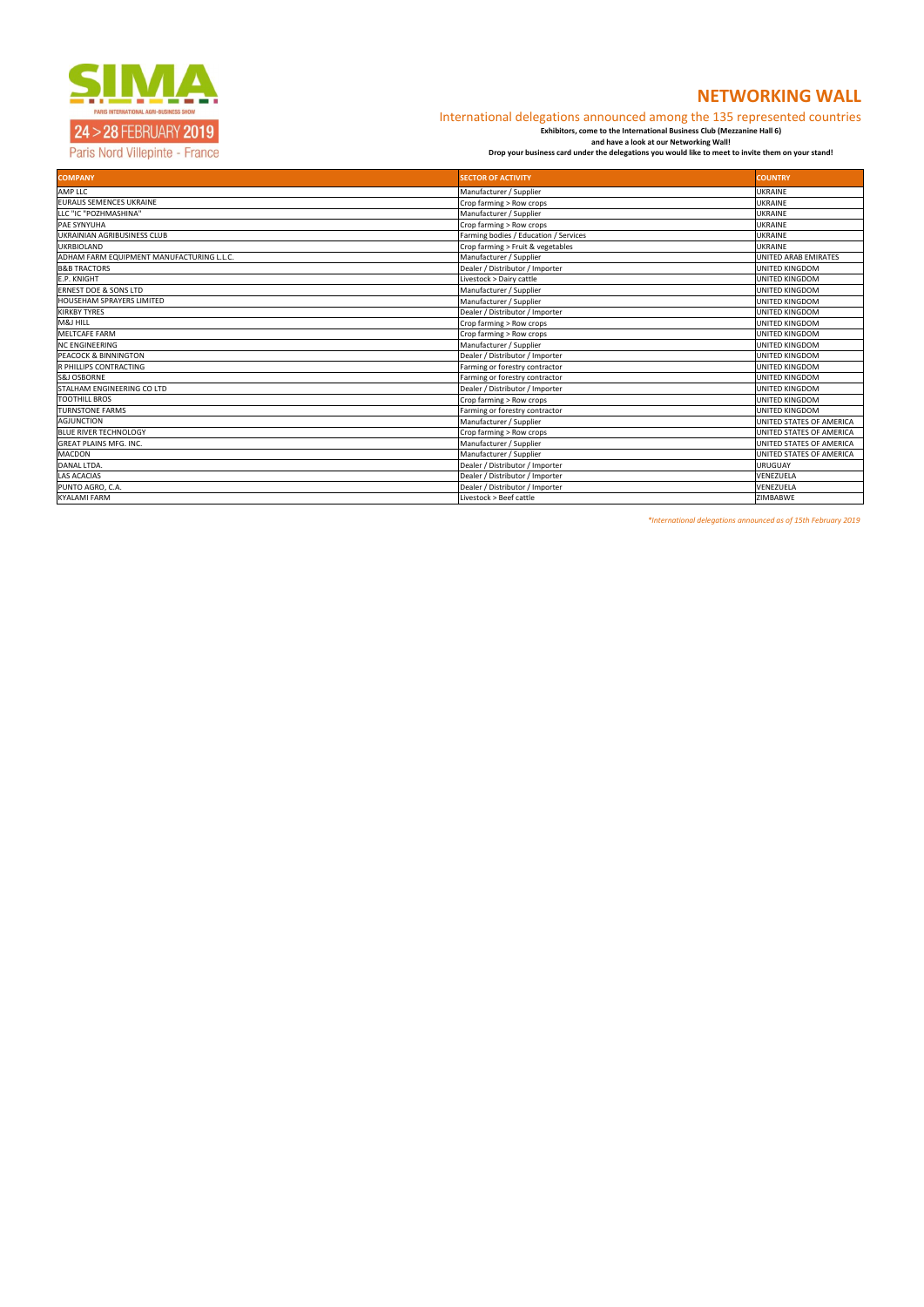SIMA

PARIS INTERNATIONAL AGRI-BUSINESS SHOW

24 > 28 FEBRUARY 2019

Paris Nord Villepinte - France

# NETWORKING WALL

International delegations announced among the 135 represented countries

**Exhibitors, come to the International Business Club (Mezzanine Hall 6)**

**and have a look at our Networking Wall!**

**Drop your business card under the delegations you would like to meet to invite them on your stand!**

| COMPANY | SECTOR OF ACTIVITY | COUNTRY |
|---|---|---|
| AMP LLC | Manufacturer / Supplier | UKRAINE |
| EURALIS SEMENCES UKRAINE | Crop farming > Row crops | UKRAINE |
| LLC "IC "POZHMASHINA" | Manufacturer / Supplier | UKRAINE |
| PAE SYNYUHA | Crop farming > Row crops | UKRAINE |
| UKRAINIAN AGRIBUSINESS CLUB | Farming bodies / Education / Services | UKRAINE |
| UKRBIOLAND | Crop farming > Fruit & vegetables | UKRAINE |
| ADHAM FARM EQUIPMENT MANUFACTURING L.L.C. | Manufacturer / Supplier | UNITED ARAB EMIRATES |
| B&B TRACTORS | Dealer / Distributor / Importer | UNITED KINGDOM |
| E.P. KNIGHT | Livestock > Dairy cattle | UNITED KINGDOM |
| ERNEST DOE & SONS LTD | Manufacturer / Supplier | UNITED KINGDOM |
| HOUSEHAM SPRAYERS LIMITED | Manufacturer / Supplier | UNITED KINGDOM |
| KIRKBY TYRES | Dealer / Distributor / Importer | UNITED KINGDOM |
| M&J HILL | Crop farming > Row crops | UNITED KINGDOM |
| MELTCAFE FARM | Crop farming > Row crops | UNITED KINGDOM |
| NC ENGINEERING | Manufacturer / Supplier | UNITED KINGDOM |
| PEACOCK & BINNINGTON | Dealer / Distributor / Importer | UNITED KINGDOM |
| R PHILLIPS CONTRACTING | Farming or forestry contractor | UNITED KINGDOM |
| S&J OSBORNE | Farming or forestry contractor | UNITED KINGDOM |
| STALHAM ENGINEERING CO LTD | Dealer / Distributor / Importer | UNITED KINGDOM |
| TOOTHILL BROS | Crop farming > Row crops | UNITED KINGDOM |
| TURNSTONE FARMS | Farming or forestry contractor | UNITED KINGDOM |
| AGJUNCTION | Manufacturer / Supplier | UNITED STATES OF AMERICA |
| BLUE RIVER TECHNOLOGY | Crop farming > Row crops | UNITED STATES OF AMERICA |
| GREAT PLAINS MFG. INC. | Manufacturer / Supplier | UNITED STATES OF AMERICA |
| MACDON | Manufacturer / Supplier | UNITED STATES OF AMERICA |
| DANAL LTDA. | Dealer / Distributor / Importer | URUGUAY |
| LAS ACACIAS | Dealer / Distributor / Importer | VENEZUELA |
| PUNTO AGRO, C.A. | Dealer / Distributor / Importer | VENEZUELA |
| KYALAMI FARM | Livestock > Beef cattle | ZIMBABWE |

*\*International delegations announced as of 15th February 2019*